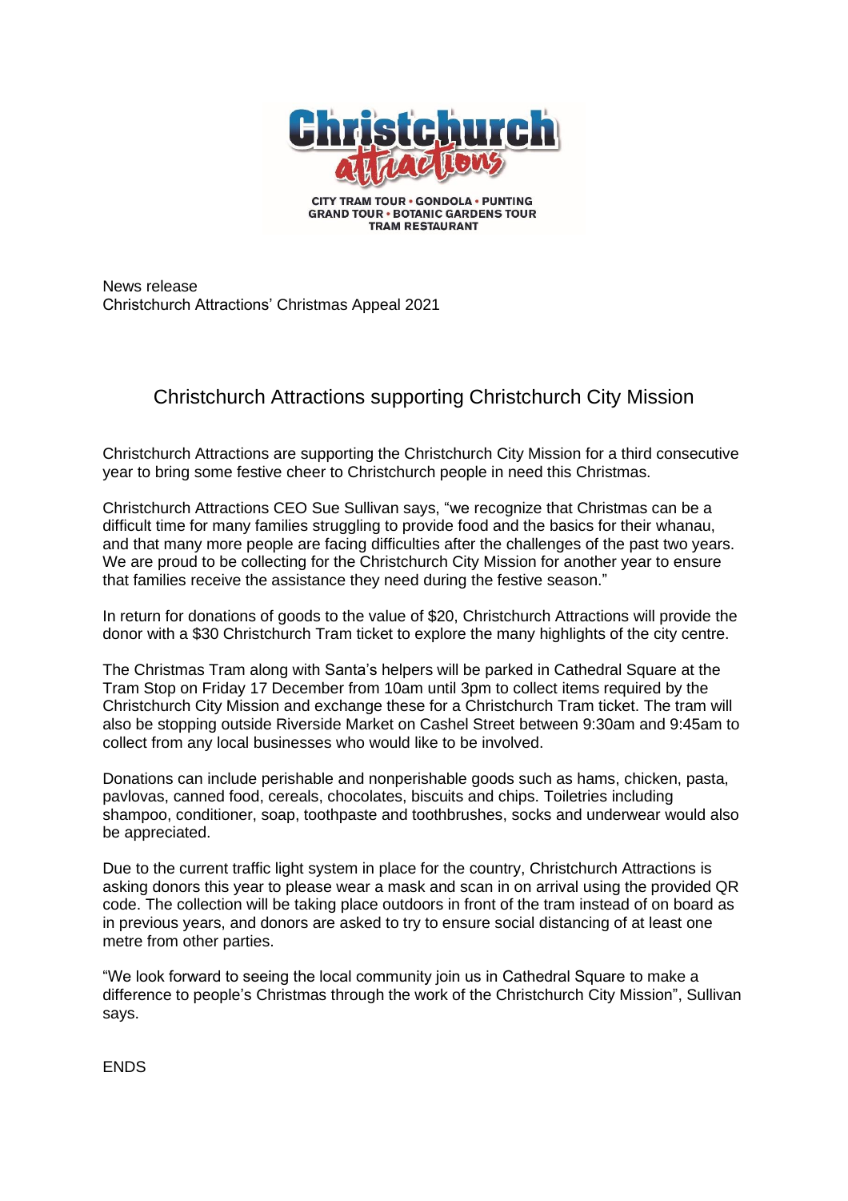**Christchurch attractions**

CITY TRAM TOUR • GONDOLA • PUNTING
GRAND TOUR • BOTANIC GARDENS TOUR
TRAM RESTAURANT

News release
Christchurch Attractions' Christmas Appeal 2021

## Christchurch Attractions supporting Christchurch City Mission

Christchurch Attractions are supporting the Christchurch City Mission for a third consecutive year to bring some festive cheer to Christchurch people in need this Christmas.

Christchurch Attractions CEO Sue Sullivan says, "we recognize that Christmas can be a difficult time for many families struggling to provide food and the basics for their whanau, and that many more people are facing difficulties after the challenges of the past two years. We are proud to be collecting for the Christchurch City Mission for another year to ensure that families receive the assistance they need during the festive season."

In return for donations of goods to the value of $20, Christchurch Attractions will provide the donor with a $30 Christchurch Tram ticket to explore the many highlights of the city centre.

The Christmas Tram along with Santa's helpers will be parked in Cathedral Square at the Tram Stop on Friday 17 December from 10am until 3pm to collect items required by the Christchurch City Mission and exchange these for a Christchurch Tram ticket. The tram will also be stopping outside Riverside Market on Cashel Street between 9:30am and 9:45am to collect from any local businesses who would like to be involved.

Donations can include perishable and nonperishable goods such as hams, chicken, pasta, pavlovas, canned food, cereals, chocolates, biscuits and chips. Toiletries including shampoo, conditioner, soap, toothpaste and toothbrushes, socks and underwear would also be appreciated.

Due to the current traffic light system in place for the country, Christchurch Attractions is asking donors this year to please wear a mask and scan in on arrival using the provided QR code. The collection will be taking place outdoors in front of the tram instead of on board as in previous years, and donors are asked to try to ensure social distancing of at least one metre from other parties.

"We look forward to seeing the local community join us in Cathedral Square to make a difference to people's Christmas through the work of the Christchurch City Mission", Sullivan says.

ENDS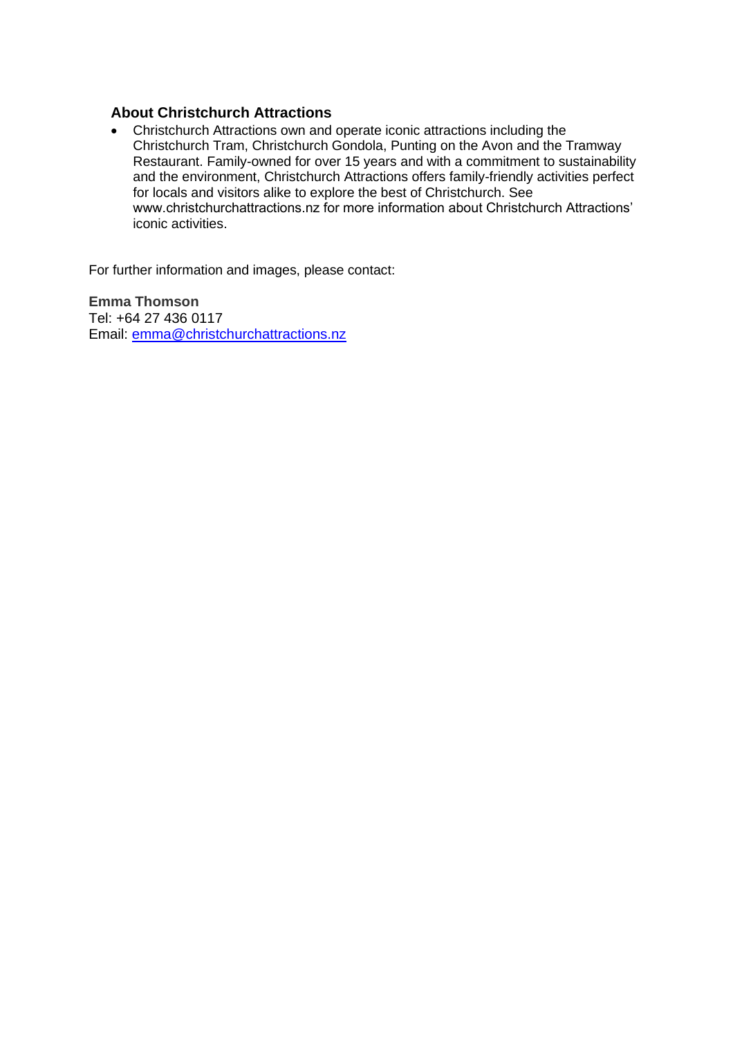### About Christchurch Attractions

- Christchurch Attractions own and operate iconic attractions including the Christchurch Tram, Christchurch Gondola, Punting on the Avon and the Tramway Restaurant. Family-owned for over 15 years and with a commitment to sustainability and the environment, Christchurch Attractions offers family-friendly activities perfect for locals and visitors alike to explore the best of Christchurch. See www.christchurchattractions.nz for more information about Christchurch Attractions' iconic activities.

For further information and images, please contact:

**Emma Thomson**
Tel: +64 27 436 0117
Email: emma@christchurchattractions.nz